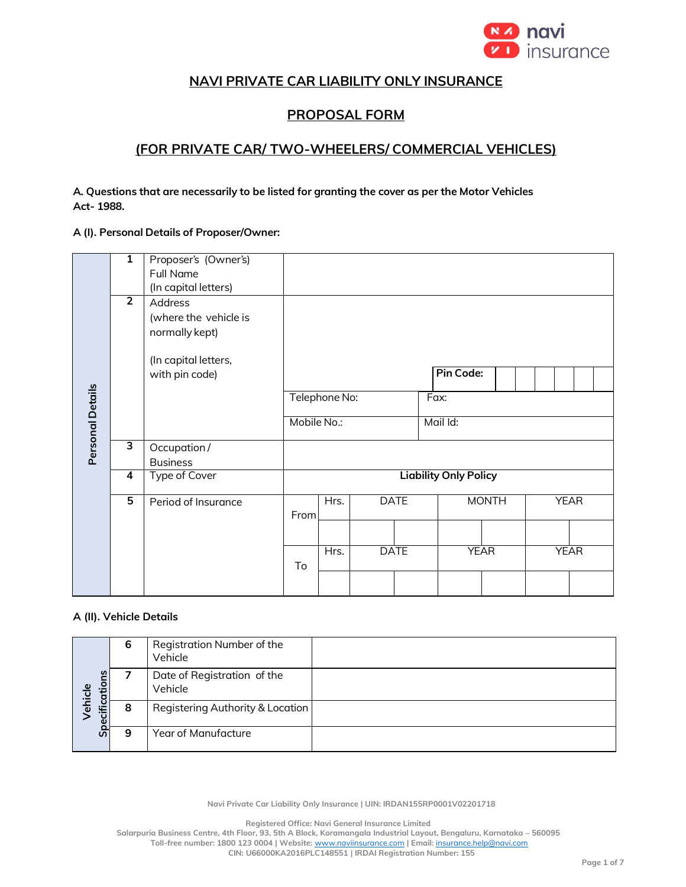# NAVI PRIVATE CAR LIABILITY ONLY INSURANCE

## PROPOSAL FORM

## (FOR PRIVATE CAR/ TWO-WHEELERS/ COMMERCIAL VEHICLES)

**A. Questions that are necessarily to be listed for granting the cover as per the Motor Vehicles Act- 1988.**

**A (I). Personal Details of Proposer/Owner:**

| Personal Details | No. | Particulars | | | | | | |
|---|---|---|---|---|---|---|---|---|
| | 1 | Proposer's (Owner's) Full Name (In capital letters) | | | | | | |
| | 2 | Address (where the vehicle is normally kept) (In capital letters, with pin code) | | | | **Pin Code:** | | |
| | | | Telephone No: | | Fax: | | | |
| | | | Mobile No.: | | Mail Id: | | | |
| | 3 | Occupation / Business | | | | | | |
| | 4 | Type of Cover | **Liability Only Policy** | | | | | |
| | 5 | Period of Insurance | From | Hrs. | DATE | MONTH | YEAR | |
| | | | | | | | | |
| | | | To | Hrs. | DATE | YEAR | YEAR | |
| | | | | | | | | |

**A (II). Vehicle Details**

| Vehicle Specifications | No. | Particulars | |
|---|---|---|---|
| | 6 | Registration Number of the Vehicle | |
| | 7 | Date of Registration of the Vehicle | |
| | 8 | Registering Authority & Location | |
| | 9 | Year of Manufacture | |

Navi Private Car Liability Only Insurance | UIN: IRDAN155RP0001V02201718

Registered Office: Navi General Insurance Limited
Salarpuria Business Centre, 4th Floor, 93, 5th A Block, Koramangala Industrial Layout, Bengaluru, Karnataka – 560095
Toll-free number: 1800 123 0004 | Website: www.naviinsurance.com | Email: insurance.help@navi.com
CIN: U66000KA2016PLC148551 | IRDAI Registration Number: 155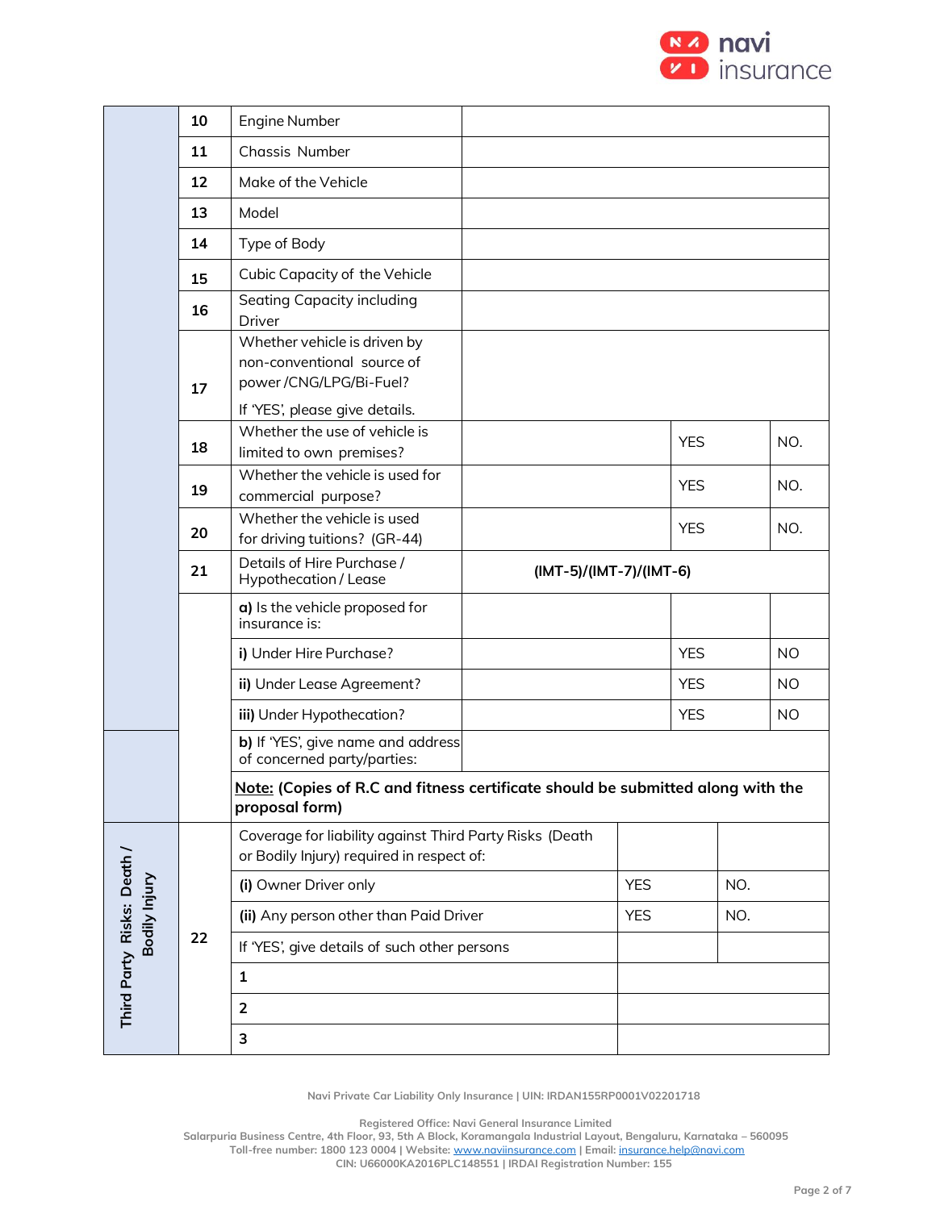| | No. | Particulars | | | |
|---|---|---|---|---|---|
| | 10 | Engine Number | | | |
| | 11 | Chassis Number | | | |
| | 12 | Make of the Vehicle | | | |
| | 13 | Model | | | |
| | 14 | Type of Body | | | |
| | 15 | Cubic Capacity of the Vehicle | | | |
| | 16 | Seating Capacity including Driver | | | |
| | 17 | Whether vehicle is driven by non-conventional source of power /CNG/LPG/Bi-Fuel? If 'YES', please give details. | | | |
| | 18 | Whether the use of vehicle is limited to own premises? | | YES | NO. |
| | 19 | Whether the vehicle is used for commercial purpose? | | YES | NO. |
| | 20 | Whether the vehicle is used for driving tuitions? (GR-44) | | YES | NO. |
| | 21 | Details of Hire Purchase / Hypothecation / Lease | **(IMT-5)/(IMT-7)/(IMT-6)** | | |
| | | **a)** Is the vehicle proposed for insurance is: | | | |
| | | **i)** Under Hire Purchase? | | YES | NO |
| | | **ii)** Under Lease Agreement? | | YES | NO |
| | | **iii)** Under Hypothecation? | | YES | NO |
| | | **b)** If 'YES', give name and address of concerned party/parties: | | | |
| | | **Note: (Copies of R.C and fitness certificate should be submitted along with the proposal form)** | | | |
| **Third Party Risks: Death / Bodily Injury** | 22 | Coverage for liability against Third Party Risks (Death or Bodily Injury) required in respect of: | | | |
| | | **(i)** Owner Driver only | YES | NO. | |
| | | **(ii)** Any person other than Paid Driver | YES | NO. | |
| | | If 'YES', give details of such other persons | | | |
| | | **1** | | | |
| | | **2** | | | |
| | | **3** | | | |

Navi Private Car Liability Only Insurance | UIN: IRDAN155RP0001V02201718

Registered Office: Navi General Insurance Limited
Salarpuria Business Centre, 4th Floor, 93, 5th A Block, Koramangala Industrial Layout, Bengaluru, Karnataka – 560095
Toll-free number: 1800 123 0004 | Website: www.naviinsurance.com | Email: insurance.help@navi.com
CIN: U66000KA2016PLC148551 | IRDAI Registration Number: 155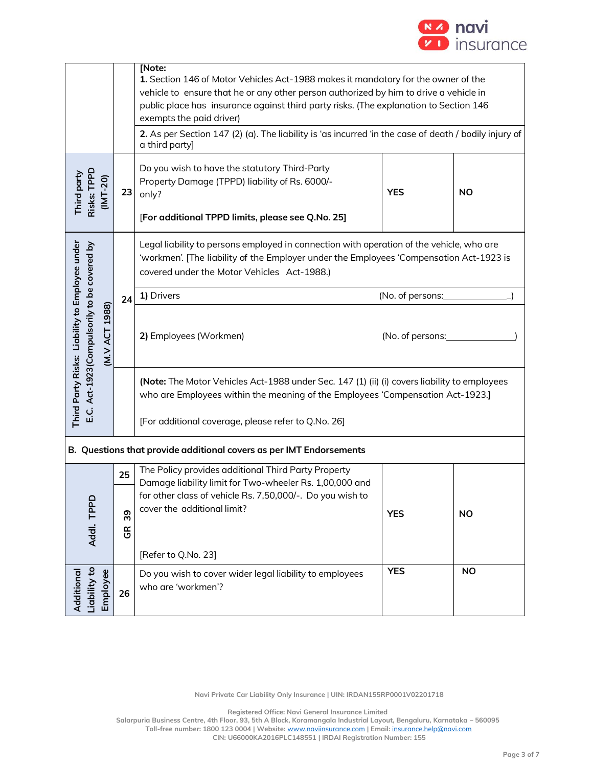| | | | | |
|---|---|---|---|---|
| | | **[Note:**<br>**1.** Section 146 of Motor Vehicles Act-1988 makes it mandatory for the owner of the vehicle to ensure that he or any other person authorized by him to drive a vehicle in public place has insurance against third party risks. (The explanation to Section 146 exempts the paid driver) | | |
| | | **2.** As per Section 147 (2) (a). The liability is 'as incurred 'in the case of death / bodily injury of a third party] | | |
| **Third party Risks: TPPD (IMT-20)** | 23 | Do you wish to have the statutory Third-Party Property Damage (TPPD) liability of Rs. 6000/- only?<br><br>**[For additional TPPD limits, please see Q.No. 25]** | **YES** | **NO** |
| **Third Party Risks: Liability to Employee under E.C. Act-1923(Compulsorily to be covered by (M.V ACT 1988)** | 24 | Legal liability to persons employed in connection with operation of the vehicle, who are 'workmen'. [The liability of the Employer under the Employees 'Compensation Act-1923 is covered under the Motor Vehicles Act-1988.) | | |
| | | **1)** Drivers | (No. of persons:_____________) | |
| | | **2)** Employees (Workmen) | (No. of persons:_____________) | |
| | | **(Note:** The Motor Vehicles Act-1988 under Sec. 147 (1) (ii) (i) covers liability to employees who are Employees within the meaning of the Employees 'Compensation Act-1923.**]**<br><br>[For additional coverage, please refer to Q.No. 26] | | |
| **B. Questions that provide additional covers as per IMT Endorsements** | | | | |
| **Addl. TPPD** | 25<br>GR 39 | The Policy provides additional Third Party Property Damage liability limit for Two-wheeler Rs. 1,00,000 and for other class of vehicle Rs. 7,50,000/-. Do you wish to cover the additional limit?<br><br>[Refer to Q.No. 23] | **YES** | **NO** |
| **Additional Liability to Employee** | 26 | Do you wish to cover wider legal liability to employees who are 'workmen'? | **YES** | **NO** |

Navi Private Car Liability Only Insurance | UIN: IRDAN155RP0001V02201718

Registered Office: Navi General Insurance Limited
Salarpuria Business Centre, 4th Floor, 93, 5th A Block, Koramangala Industrial Layout, Bengaluru, Karnataka – 560095
Toll-free number: 1800 123 0004 | Website: www.naviinsurance.com | Email: insurance.help@navi.com
CIN: U66000KA2016PLC148551 | IRDAI Registration Number: 155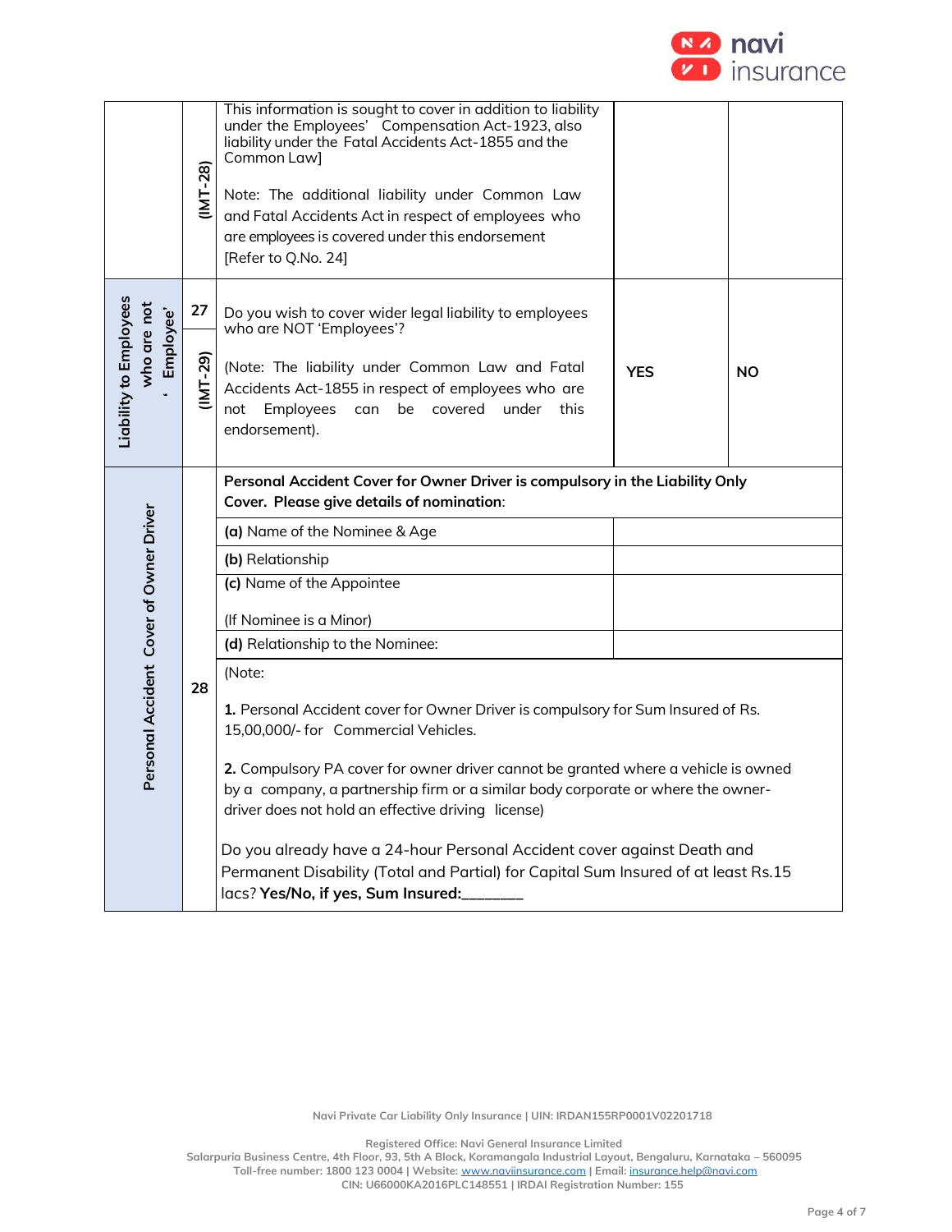| | | | | |
|---|---|---|---|---|
| | (IMT-28) | This information is sought to cover in addition to liability under the Employees' Compensation Act-1923, also liability under the Fatal Accidents Act-1855 and the Common Law]<br><br>Note: The additional liability under Common Law and Fatal Accidents Act in respect of employees who are employees is covered under this endorsement [Refer to Q.No. 24] | | |
| Liability to Employees who are not 'Employee' | 27<br>(IMT-29) | Do you wish to cover wider legal liability to employees who are NOT 'Employees'?<br><br>(Note: The liability under Common Law and Fatal Accidents Act-1855 in respect of employees who are not Employees can be covered under this endorsement). | **YES** | **NO** |
| Personal Accident Cover of Owner Driver | 28 | **Personal Accident Cover for Owner Driver is compulsory in the Liability Only Cover. Please give details of nomination:** | | |
| | | **(a)** Name of the Nominee & Age | | |
| | | **(b)** Relationship | | |
| | | **(c)** Name of the Appointee<br><br>(If Nominee is a Minor) | | |
| | | **(d)** Relationship to the Nominee: | | |
| | | (Note:<br><br>**1.** Personal Accident cover for Owner Driver is compulsory for Sum Insured of Rs. 15,00,000/- for Commercial Vehicles.<br><br>**2.** Compulsory PA cover for owner driver cannot be granted where a vehicle is owned by a company, a partnership firm or a similar body corporate or where the owner-driver does not hold an effective driving license)<br><br>Do you already have a 24-hour Personal Accident cover against Death and Permanent Disability (Total and Partial) for Capital Sum Insured of at least Rs.15 lacs? **Yes/No, if yes, Sum Insured:_______** | | |

Navi Private Car Liability Only Insurance | UIN: IRDAN155RP0001V02201718

Registered Office: Navi General Insurance Limited
Salarpuria Business Centre, 4th Floor, 93, 5th A Block, Koramangala Industrial Layout, Bengaluru, Karnataka – 560095
Toll-free number: 1800 123 0004 | Website: www.naviinsurance.com | Email: insurance.help@navi.com
CIN: U66000KA2016PLC148551 | IRDAI Registration Number: 155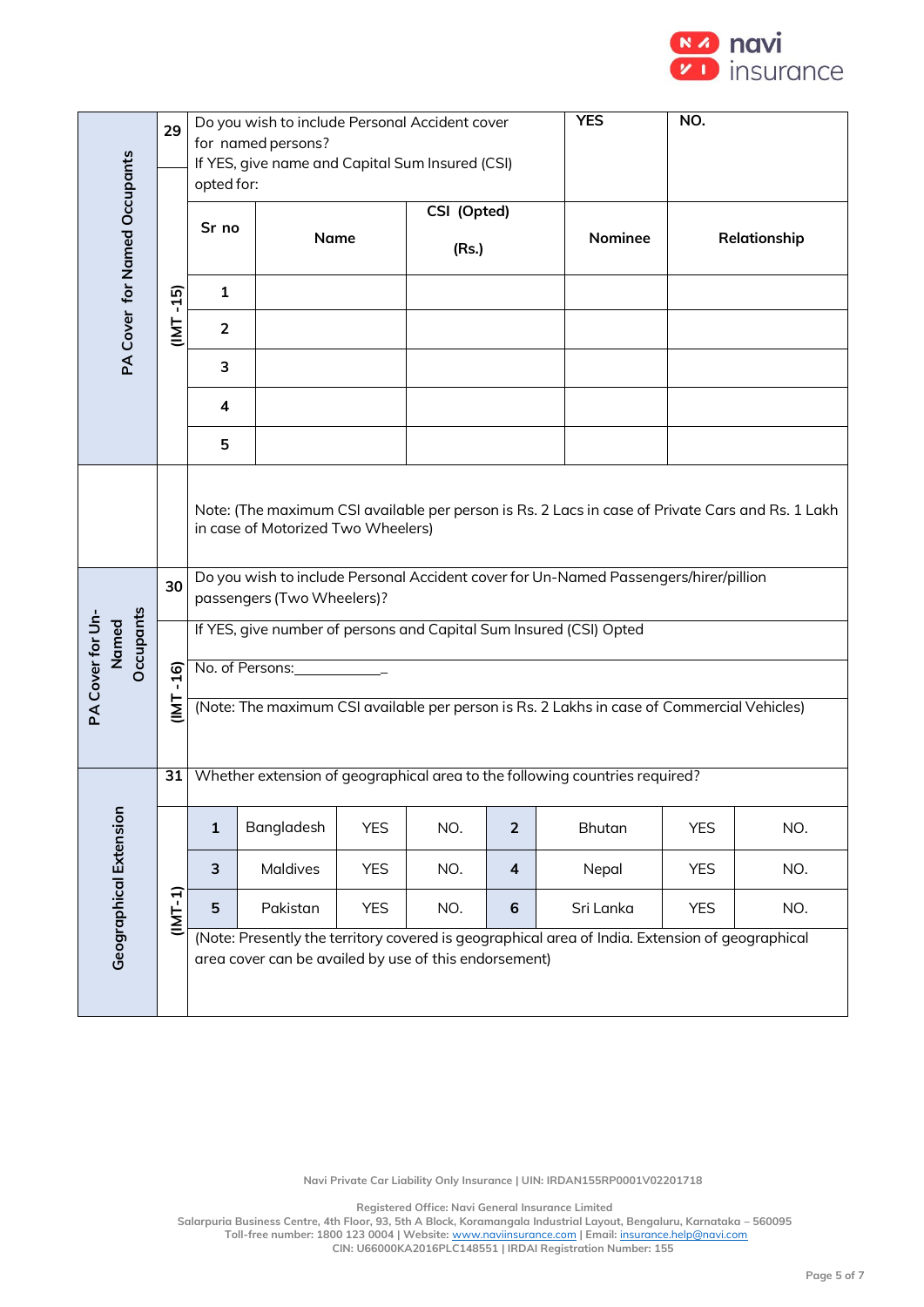| PA Cover for Named Occupants | 29 | Do you wish to include Personal Accident cover for named persons? If YES, give name and Capital Sum Insured (CSI) opted for: | | YES | NO. |
|---|---|---|---|---|---|
| | (IMT -15) | Sr no | Name | CSI (Opted) (Rs.) | Nominee | Relationship |
| | | 1 | | | | |
| | | 2 | | | | |
| | | 3 | | | | |
| | | 4 | | | | |
| | | 5 | | | | |

Note: (The maximum CSI available per person is Rs. 2 Lacs in case of Private Cars and Rs. 1 Lakh in case of Motorized Two Wheelers)

| PA Cover for Un-Named Occupants | 30 | Do you wish to include Personal Accident cover for Un-Named Passengers/hirer/pillion passengers (Two Wheelers)? |
|---|---|---|
| | (IMT -16) | If YES, give number of persons and Capital Sum Insured (CSI) Opted |
| | | No. of Persons:___________ |
| | | (Note: The maximum CSI available per person is Rs. 2 Lakhs in case of Commercial Vehicles) |

| Geographical Extension | 31 | Whether extension of geographical area to the following countries required? | | | | | | | |
|---|---|---|---|---|---|---|---|---|---|
| | (IMT-1) | 1 | Bangladesh | YES | NO. | 2 | Bhutan | YES | NO. |
| | | 3 | Maldives | YES | NO. | 4 | Nepal | YES | NO. |
| | | 5 | Pakistan | YES | NO. | 6 | Sri Lanka | YES | NO. |

(Note: Presently the territory covered is geographical area of India. Extension of geographical area cover can be availed by use of this endorsement)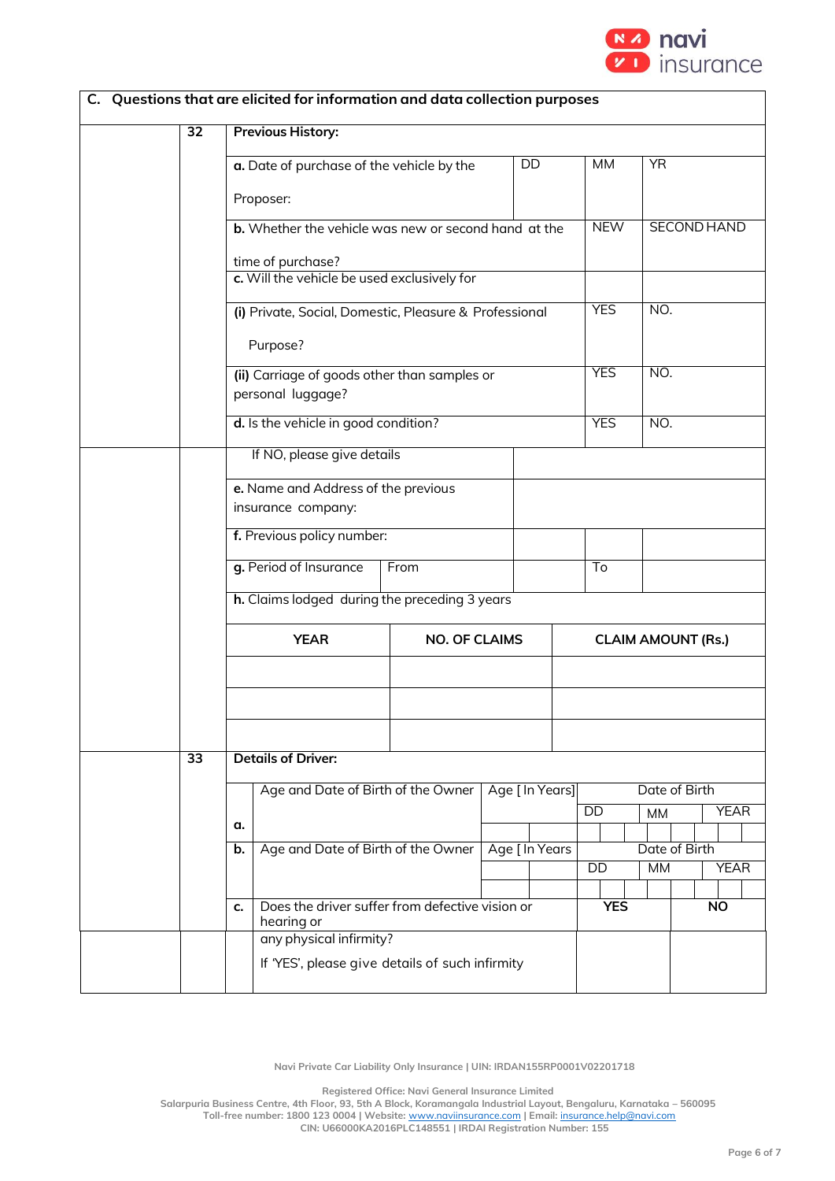## C. Questions that are elicited for information and data collection purposes

| | | | | | |
|---|---|---|---|---|---|
| 32 | **Previous History:** | | | | |
| | **a.** Date of purchase of the vehicle by the Proposer: | | DD | MM | YR |
| | **b.** Whether the vehicle was new or second hand at the time of purchase? | | | NEW | SECOND HAND |
| | **c.** Will the vehicle be used exclusively for | | | | |
| | **(i)** Private, Social, Domestic, Pleasure & Professional Purpose? | | | YES | NO. |
| | **(ii)** Carriage of goods other than samples or personal luggage? | | | YES | NO. |
| | **d.** Is the vehicle in good condition? | | | YES | NO. |
| | If NO, please give details | | | | |
| | **e.** Name and Address of the previous insurance company: | | | | |
| | **f.** Previous policy number: | | | | |
| | **g.** Period of Insurance | From | | To | |
| | **h.** Claims lodged during the preceding 3 years | | | | |

| YEAR | NO. OF CLAIMS | CLAIM AMOUNT (Rs.) |
|---|---|---|
| | | |
| | | |
| | | |

| | | | | | |
|---|---|---|---|---|---|
| 33 | **Details of Driver:** | | | | |
| | a. | Age and Date of Birth of the Owner | Age [ In Years] | Date of Birth: DD / MM / YEAR | |
| | b. | Age and Date of Birth of the Owner | Age [ In Years | Date of Birth: DD / MM / YEAR | |
| | c. | Does the driver suffer from defective vision or hearing or any physical infirmity? If 'YES', please give details of such infirmity | | **YES** | **NO** |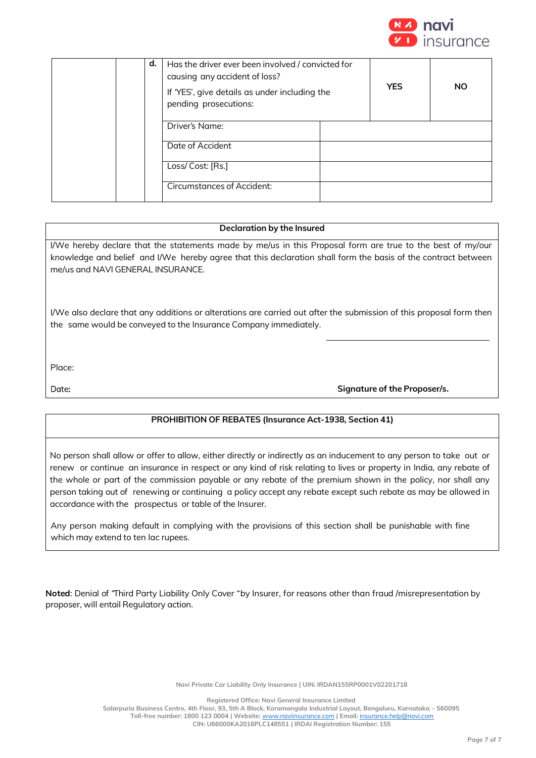| | | | | | |
|---|---|---|---|---|---|
| | | d. | Has the driver ever been involved / convicted for causing any accident of loss? If 'YES', give details as under including the pending prosecutions: | YES | NO |
| | | | Driver's Name: | | |
| | | | Date of Accident | | |
| | | | Loss/ Cost: [Rs.] | | |
| | | | Circumstances of Accident: | | |

**Declaration by the Insured**

I/We hereby declare that the statements made by me/us in this Proposal form are true to the best of my/our knowledge and belief and I/We hereby agree that this declaration shall form the basis of the contract between me/us and NAVI GENERAL INSURANCE.

I/We also declare that any additions or alterations are carried out after the submission of this proposal form then the same would be conveyed to the Insurance Company immediately.

Place:

Date: **Signature of the Proposer/s.**

**PROHIBITION OF REBATES (Insurance Act-1938, Section 41)**

No person shall allow or offer to allow, either directly or indirectly as an inducement to any person to take out or renew or continue an insurance in respect or any kind of risk relating to lives or property in India, any rebate of the whole or part of the commission payable or any rebate of the premium shown in the policy, nor shall any person taking out of renewing or continuing a policy accept any rebate except such rebate as may be allowed in accordance with the prospectus or table of the Insurer.

Any person making default in complying with the provisions of this section shall be punishable with fine which may extend to ten lac rupees.

**Noted**: Denial of "Third Party Liability Only Cover "by Insurer, for reasons other than fraud /misrepresentation by proposer, will entail Regulatory action.